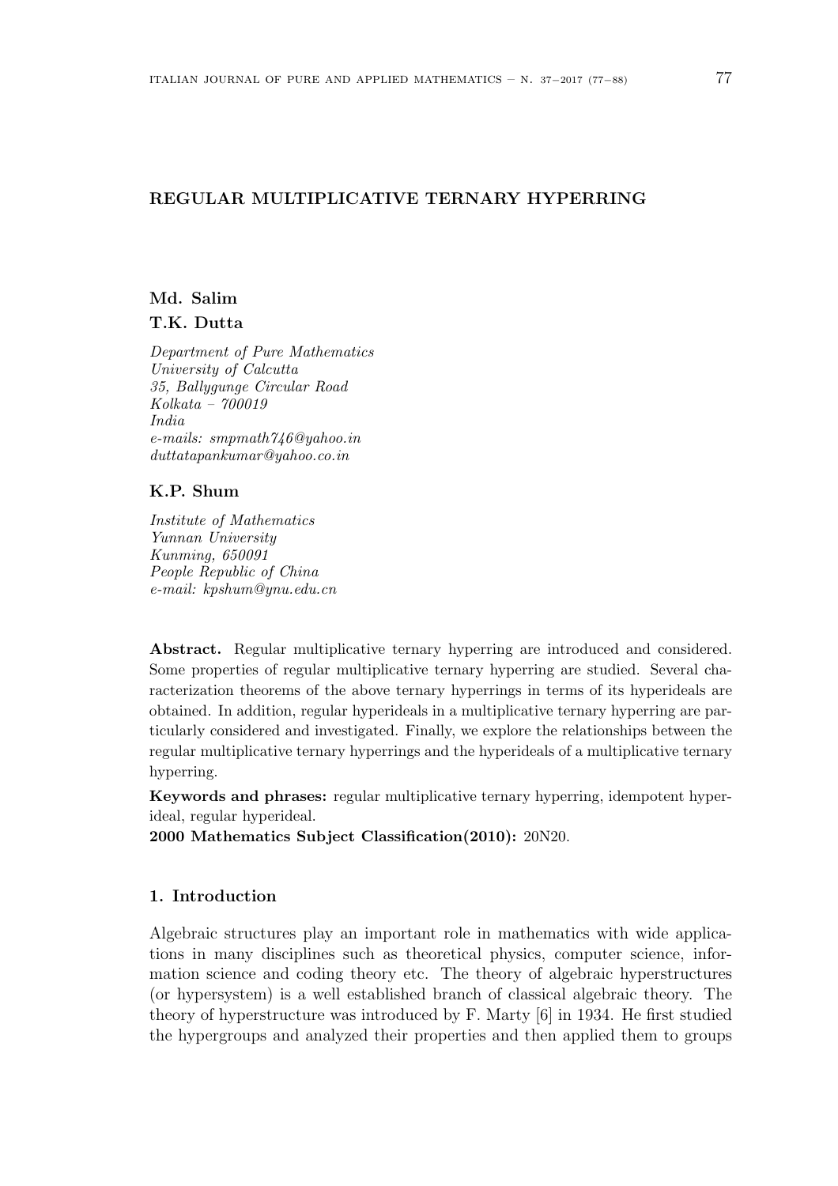# REGULAR MULTIPLICATIVE TERNARY HYPERRING

**Md. Salim**

**T.K. Dutta**

*Department of Pure Mathematics*
*University of Calcutta*
*35, Ballygunge Circular Road*
*Kolkata – 700019*
*India*
*e-mails: smpmath746@yahoo.in*
*duttatapankumar@yahoo.co.in*

**K.P. Shum**

*Institute of Mathematics*
*Yunnan University*
*Kunming, 650091*
*People Republic of China*
*e-mail: kpshum@ynu.edu.cn*

**Abstract.** Regular multiplicative ternary hyperring are introduced and considered. Some properties of regular multiplicative ternary hyperring are studied. Several characterization theorems of the above ternary hyperrings in terms of its hyperideals are obtained. In addition, regular hyperideals in a multiplicative ternary hyperring are particularly considered and investigated. Finally, we explore the relationships between the regular multiplicative ternary hyperrings and the hyperideals of a multiplicative ternary hyperring.

**Keywords and phrases:** regular multiplicative ternary hyperring, idempotent hyperideal, regular hyperideal.

**2000 Mathematics Subject Classification(2010):** 20N20.

## 1. Introduction

Algebraic structures play an important role in mathematics with wide applications in many disciplines such as theoretical physics, computer science, information science and coding theory etc. The theory of algebraic hyperstructures (or hypersystem) is a well established branch of classical algebraic theory. The theory of hyperstructure was introduced by F. Marty [6] in 1934. He first studied the hypergroups and analyzed their properties and then applied them to groups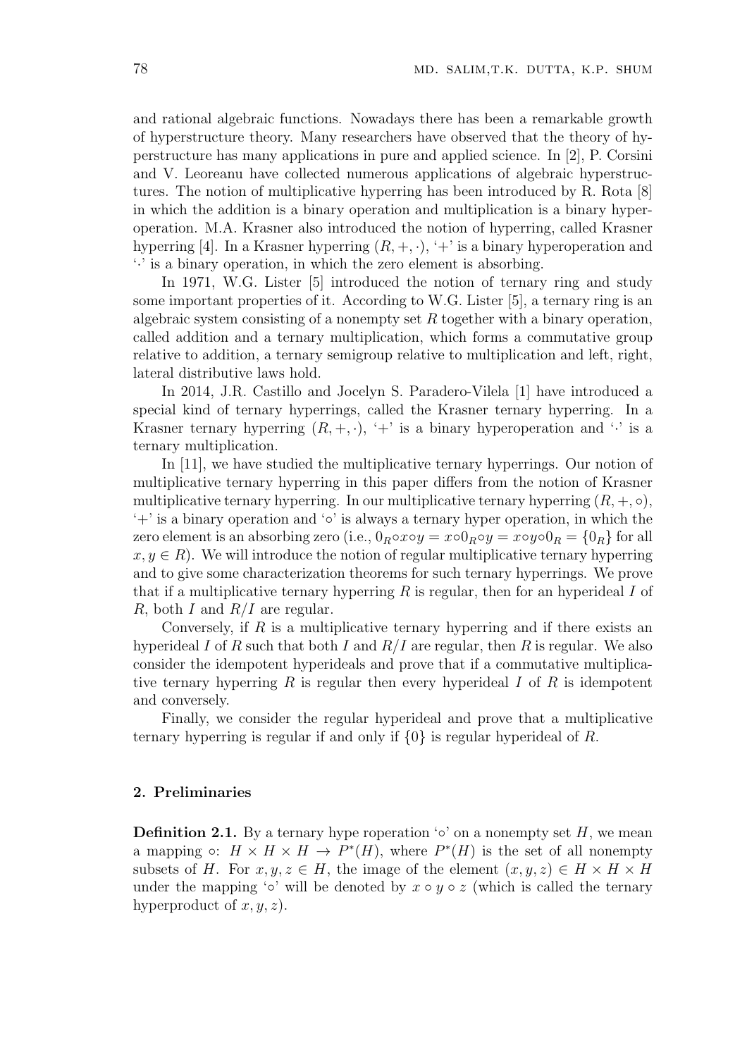and rational algebraic functions. Nowadays there has been a remarkable growth of hyperstructure theory. Many researchers have observed that the theory of hyperstructure has many applications in pure and applied science. In [2], P. Corsini and V. Leoreanu have collected numerous applications of algebraic hyperstructures. The notion of multiplicative hyperring has been introduced by R. Rota [8] in which the addition is a binary operation and multiplication is a binary hyperoperation. M.A. Krasner also introduced the notion of hyperring, called Krasner hyperring [4]. In a Krasner hyperring $(R, +, \cdot)$, '+' is a binary hyperoperation and '$\cdot$' is a binary operation, in which the zero element is absorbing.

In 1971, W.G. Lister [5] introduced the notion of ternary ring and study some important properties of it. According to W.G. Lister [5], a ternary ring is an algebraic system consisting of a nonempty set $R$ together with a binary operation, called addition and a ternary multiplication, which forms a commutative group relative to addition, a ternary semigroup relative to multiplication and left, right, lateral distributive laws hold.

In 2014, J.R. Castillo and Jocelyn S. Paradero-Vilela [1] have introduced a special kind of ternary hyperrings, called the Krasner ternary hyperring. In a Krasner ternary hyperring $(R, +, \cdot)$, '+' is a binary hyperoperation and '$\cdot$' is a ternary multiplication.

In [11], we have studied the multiplicative ternary hyperrings. Our notion of multiplicative ternary hyperring in this paper differs from the notion of Krasner multiplicative ternary hyperring. In our multiplicative ternary hyperring $(R, +, \circ)$, '+' is a binary operation and '$\circ$' is always a ternary hyper operation, in which the zero element is an absorbing zero (i.e., $0_R \circ x \circ y = x \circ 0_R \circ y = x \circ y \circ 0_R = \{0_R\}$ for all $x, y \in R$). We will introduce the notion of regular multiplicative ternary hyperring and to give some characterization theorems for such ternary hyperrings. We prove that if a multiplicative ternary hyperring $R$ is regular, then for an hyperideal $I$ of $R$, both $I$ and $R/I$ are regular.

Conversely, if $R$ is a multiplicative ternary hyperring and if there exists an hyperideal $I$ of $R$ such that both $I$ and $R/I$ are regular, then $R$ is regular. We also consider the idempotent hyperideals and prove that if a commutative multiplicative ternary hyperring $R$ is regular then every hyperideal $I$ of $R$ is idempotent and conversely.

Finally, we consider the regular hyperideal and prove that a multiplicative ternary hyperring is regular if and only if $\{0\}$ is regular hyperideal of $R$.

## 2. Preliminaries

**Definition 2.1.** By a ternary hype roperation '$\circ$' on a nonempty set $H$, we mean a mapping $\circ$: $H \times H \times H \to P^*(H)$, where $P^*(H)$ is the set of all nonempty subsets of $H$. For $x, y, z \in H$, the image of the element $(x, y, z) \in H \times H \times H$ under the mapping '$\circ$' will be denoted by $x \circ y \circ z$ (which is called the ternary hyperproduct of $x, y, z$).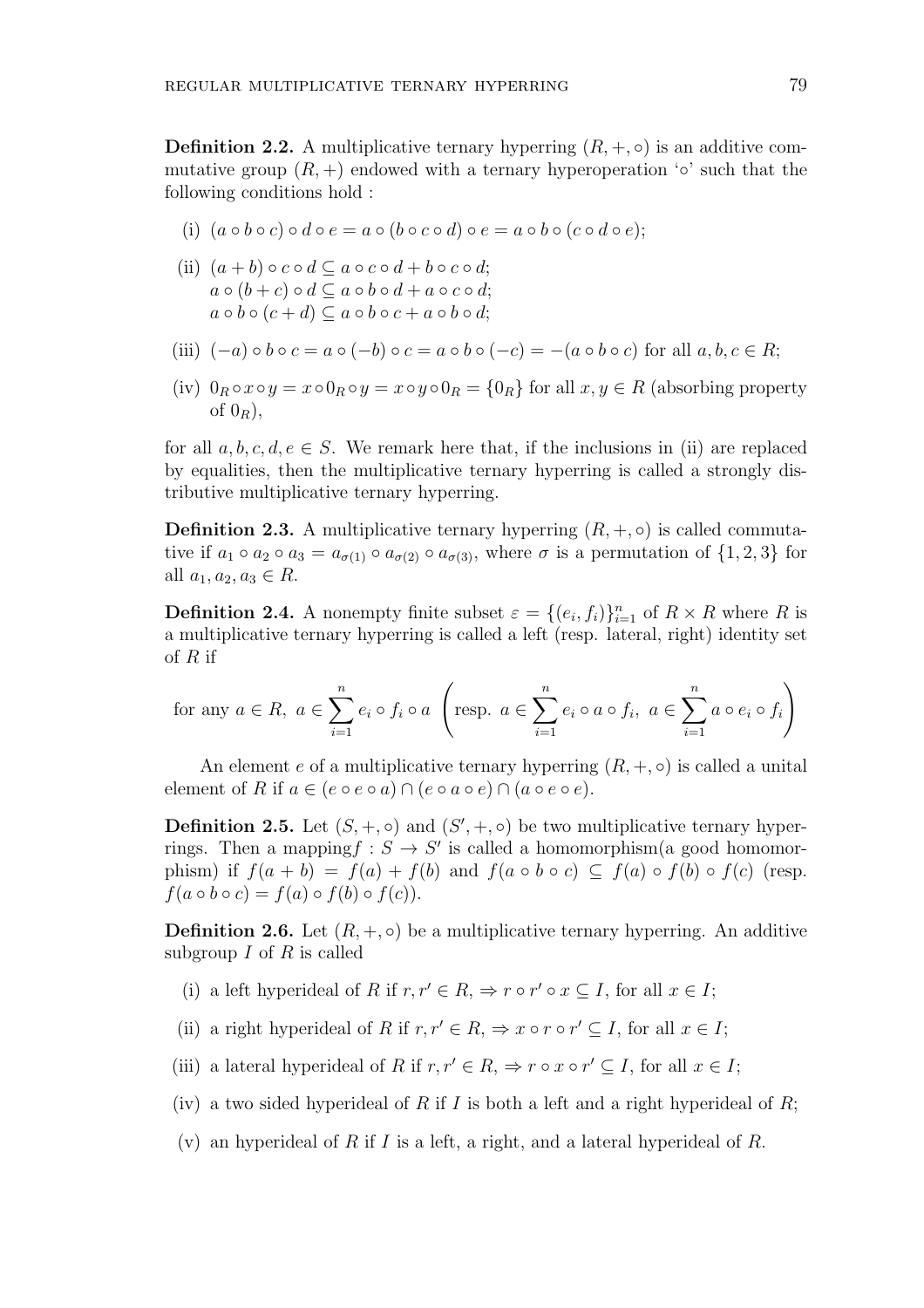**Definition 2.2.** A multiplicative ternary hyperring $(R, +, \circ)$ is an additive commutative group $(R, +)$ endowed with a ternary hyperoperation '$\circ$' such that the following conditions hold :

(i) $(a \circ b \circ c) \circ d \circ e = a \circ (b \circ c \circ d) \circ e = a \circ b \circ (c \circ d \circ e)$;

(ii) $(a + b) \circ c \circ d \subseteq a \circ c \circ d + b \circ c \circ d$;
$a \circ (b + c) \circ d \subseteq a \circ b \circ d + a \circ c \circ d$;
$a \circ b \circ (c + d) \subseteq a \circ b \circ c + a \circ b \circ d$;

(iii) $(-a) \circ b \circ c = a \circ (-b) \circ c = a \circ b \circ (-c) = -(a \circ b \circ c)$ for all $a, b, c \in R$;

(iv) $0_R \circ x \circ y = x \circ 0_R \circ y = x \circ y \circ 0_R = \{0_R\}$ for all $x, y \in R$ (absorbing property of $0_R$),

for all $a, b, c, d, e \in S$. We remark here that, if the inclusions in (ii) are replaced by equalities, then the multiplicative ternary hyperring is called a strongly distributive multiplicative ternary hyperring.

**Definition 2.3.** A multiplicative ternary hyperring $(R, +, \circ)$ is called commutative if $a_1 \circ a_2 \circ a_3 = a_{\sigma(1)} \circ a_{\sigma(2)} \circ a_{\sigma(3)}$, where $\sigma$ is a permutation of $\{1, 2, 3\}$ for all $a_1, a_2, a_3 \in R$.

**Definition 2.4.** A nonempty finite subset $\varepsilon = \{(e_i, f_i)\}_{i=1}^n$ of $R \times R$ where $R$ is a multiplicative ternary hyperring is called a left (resp. lateral, right) identity set of $R$ if

$$\text{for any } a \in R,\ a \in \sum_{i=1}^{n} e_i \circ f_i \circ a \ \left(\text{resp. } a \in \sum_{i=1}^{n} e_i \circ a \circ f_i,\ a \in \sum_{i=1}^{n} a \circ e_i \circ f_i\right)$$

An element $e$ of a multiplicative ternary hyperring $(R, +, \circ)$ is called a unital element of $R$ if $a \in (e \circ e \circ a) \cap (e \circ a \circ e) \cap (a \circ e \circ e)$.

**Definition 2.5.** Let $(S, +, \circ)$ and $(S', +, \circ)$ be two multiplicative ternary hyperrings. Then a mapping$f : S \to S'$ is called a homomorphism(a good homomorphism) if $f(a + b) = f(a) + f(b)$ and $f(a \circ b \circ c) \subseteq f(a) \circ f(b) \circ f(c)$ (resp. $f(a \circ b \circ c) = f(a) \circ f(b) \circ f(c)$).

**Definition 2.6.** Let $(R, +, \circ)$ be a multiplicative ternary hyperring. An additive subgroup $I$ of $R$ is called

(i) a left hyperideal of $R$ if $r, r' \in R, \Rightarrow r \circ r' \circ x \subseteq I$, for all $x \in I$;

(ii) a right hyperideal of $R$ if $r, r' \in R, \Rightarrow x \circ r \circ r' \subseteq I$, for all $x \in I$;

(iii) a lateral hyperideal of $R$ if $r, r' \in R, \Rightarrow r \circ x \circ r' \subseteq I$, for all $x \in I$;

(iv) a two sided hyperideal of $R$ if $I$ is both a left and a right hyperideal of $R$;

(v) an hyperideal of $R$ if $I$ is a left, a right, and a lateral hyperideal of $R$.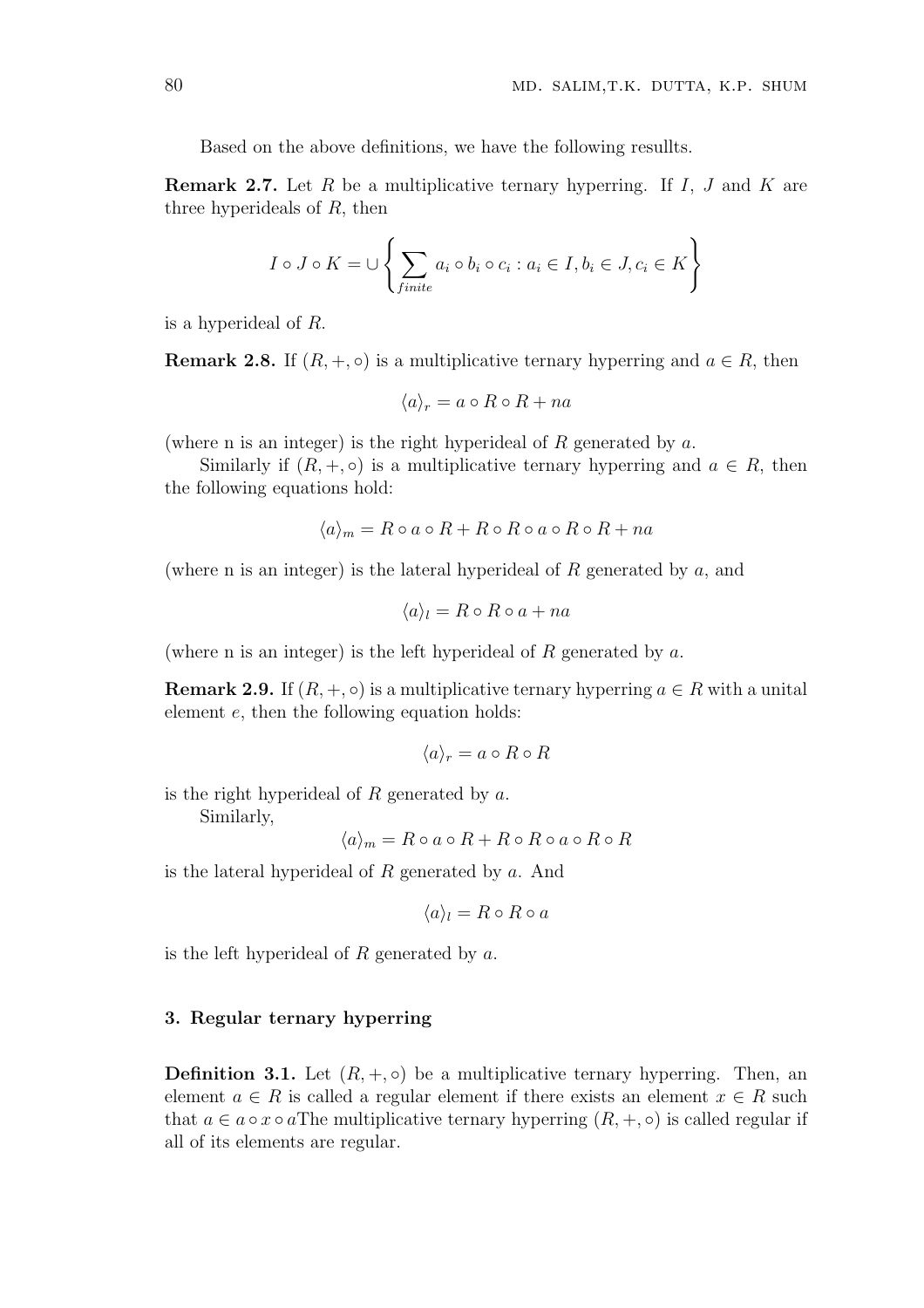Based on the above definitions, we have the following resullts.

**Remark 2.7.** Let $R$ be a multiplicative ternary hyperring. If $I$, $J$ and $K$ are three hyperideals of $R$, then

$$I \circ J \circ K = \cup \left\{ \sum_{finite} a_i \circ b_i \circ c_i : a_i \in I, b_i \in J, c_i \in K \right\}$$

is a hyperideal of $R$.

**Remark 2.8.** If $(R, +, \circ)$ is a multiplicative ternary hyperring and $a \in R$, then

$$\langle a \rangle_r = a \circ R \circ R + na$$

(where n is an integer) is the right hyperideal of $R$ generated by $a$.

Similarly if $(R, +, \circ)$ is a multiplicative ternary hyperring and $a \in R$, then the following equations hold:

$$\langle a \rangle_m = R \circ a \circ R + R \circ R \circ a \circ R \circ R + na$$

(where n is an integer) is the lateral hyperideal of $R$ generated by $a$, and

$$\langle a \rangle_l = R \circ R \circ a + na$$

(where n is an integer) is the left hyperideal of $R$ generated by $a$.

**Remark 2.9.** If $(R, +, \circ)$ is a multiplicative ternary hyperring $a \in R$ with a unital element $e$, then the following equation holds:

$$\langle a \rangle_r = a \circ R \circ R$$

is the right hyperideal of $R$ generated by $a$.

Similarly,

$$\langle a \rangle_m = R \circ a \circ R + R \circ R \circ a \circ R \circ R$$

is the lateral hyperideal of $R$ generated by $a$. And

$$\langle a \rangle_l = R \circ R \circ a$$

is the left hyperideal of $R$ generated by $a$.

## 3. Regular ternary hyperring

**Definition 3.1.** Let $(R, +, \circ)$ be a multiplicative ternary hyperring. Then, an element $a \in R$ is called a regular element if there exists an element $x \in R$ such that $a \in a \circ x \circ a$The multiplicative ternary hyperring $(R, +, \circ)$ is called regular if all of its elements are regular.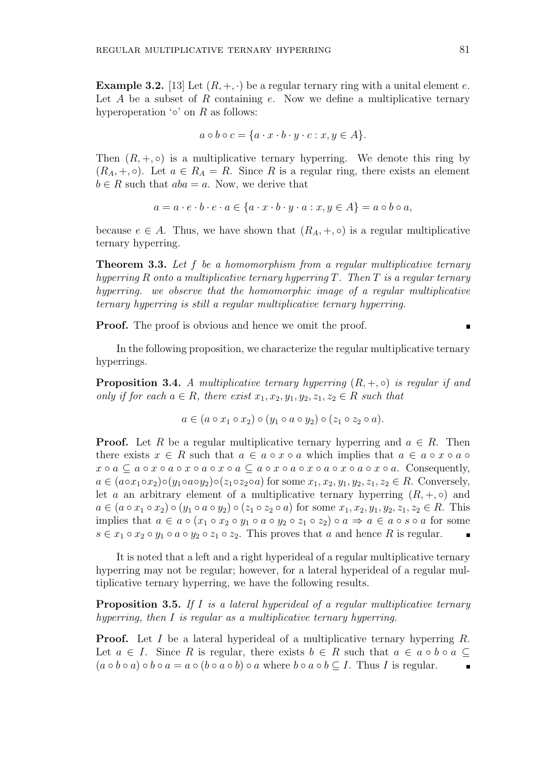**Example 3.2.** [13] Let $(R, +, \cdot)$ be a regular ternary ring with a unital element $e$. Let $A$ be a subset of $R$ containing $e$. Now we define a multiplicative ternary hyperoperation '$\circ$' on $R$ as follows:

$$a \circ b \circ c = \{a \cdot x \cdot b \cdot y \cdot c : x, y \in A\}.$$

Then $(R, +, \circ)$ is a multiplicative ternary hyperring. We denote this ring by $(R_A, +, \circ)$. Let $a \in R_A = R$. Since $R$ is a regular ring, there exists an element $b \in R$ such that $aba = a$. Now, we derive that

$$a = a \cdot e \cdot b \cdot e \cdot a \in \{a \cdot x \cdot b \cdot y \cdot a : x, y \in A\} = a \circ b \circ a,$$

because $e \in A$. Thus, we have shown that $(R_A, +, \circ)$ is a regular multiplicative ternary hyperring.

**Theorem 3.3.** *Let $f$ be a homomorphism from a regular multiplicative ternary hyperring $R$ onto a multiplicative ternary hyperring $T$. Then $T$ is a regular ternary hyperring. we observe that the homomorphic image of a regular multiplicative ternary hyperring is still a regular multiplicative ternary hyperring.*

**Proof.** The proof is obvious and hence we omit the proof. ∎

In the following proposition, we characterize the regular multiplicative ternary hyperrings.

**Proposition 3.4.** *A multiplicative ternary hyperring $(R, +, \circ)$ is regular if and only if for each $a \in R$, there exist $x_1, x_2, y_1, y_2, z_1, z_2 \in R$ such that*

$$a \in (a \circ x_1 \circ x_2) \circ (y_1 \circ a \circ y_2) \circ (z_1 \circ z_2 \circ a).$$

**Proof.** Let $R$ be a regular multiplicative ternary hyperring and $a \in R$. Then there exists $x \in R$ such that $a \in a \circ x \circ a$ which implies that $a \in a \circ x \circ a \circ x \circ a \subseteq a \circ x \circ a \circ x \circ a \circ x \circ a \subseteq a \circ x \circ a \circ x \circ a \circ x \circ a \circ x \circ a$. Consequently, $a \in (a \circ x_1 \circ x_2) \circ (y_1 \circ a \circ y_2) \circ (z_1 \circ z_2 \circ a)$ for some $x_1, x_2, y_1, y_2, z_1, z_2 \in R$. Conversely, let $a$ an arbitrary element of a multiplicative ternary hyperring $(R, +, \circ)$ and $a \in (a \circ x_1 \circ x_2) \circ (y_1 \circ a \circ y_2) \circ (z_1 \circ z_2 \circ a)$ for some $x_1, x_2, y_1, y_2, z_1, z_2 \in R$. This implies that $a \in a \circ (x_1 \circ x_2 \circ y_1 \circ a \circ y_2 \circ z_1 \circ z_2) \circ a \Rightarrow a \in a \circ s \circ a$ for some $s \in x_1 \circ x_2 \circ y_1 \circ a \circ y_2 \circ z_1 \circ z_2$. This proves that $a$ and hence $R$ is regular. ∎

It is noted that a left and a right hyperideal of a regular multiplicative ternary hyperring may not be regular; however, for a lateral hyperideal of a regular multiplicative ternary hyperring, we have the following results.

**Proposition 3.5.** *If $I$ is a lateral hyperideal of a regular multiplicative ternary hyperring, then $I$ is regular as a multiplicative ternary hyperring.*

**Proof.** Let $I$ be a lateral hyperideal of a multiplicative ternary hyperring $R$. Let $a \in I$. Since $R$ is regular, there exists $b \in R$ such that $a \in a \circ b \circ a \subseteq (a \circ b \circ a) \circ b \circ a = a \circ (b \circ a \circ b) \circ a$ where $b \circ a \circ b \subseteq I$. Thus $I$ is regular. ∎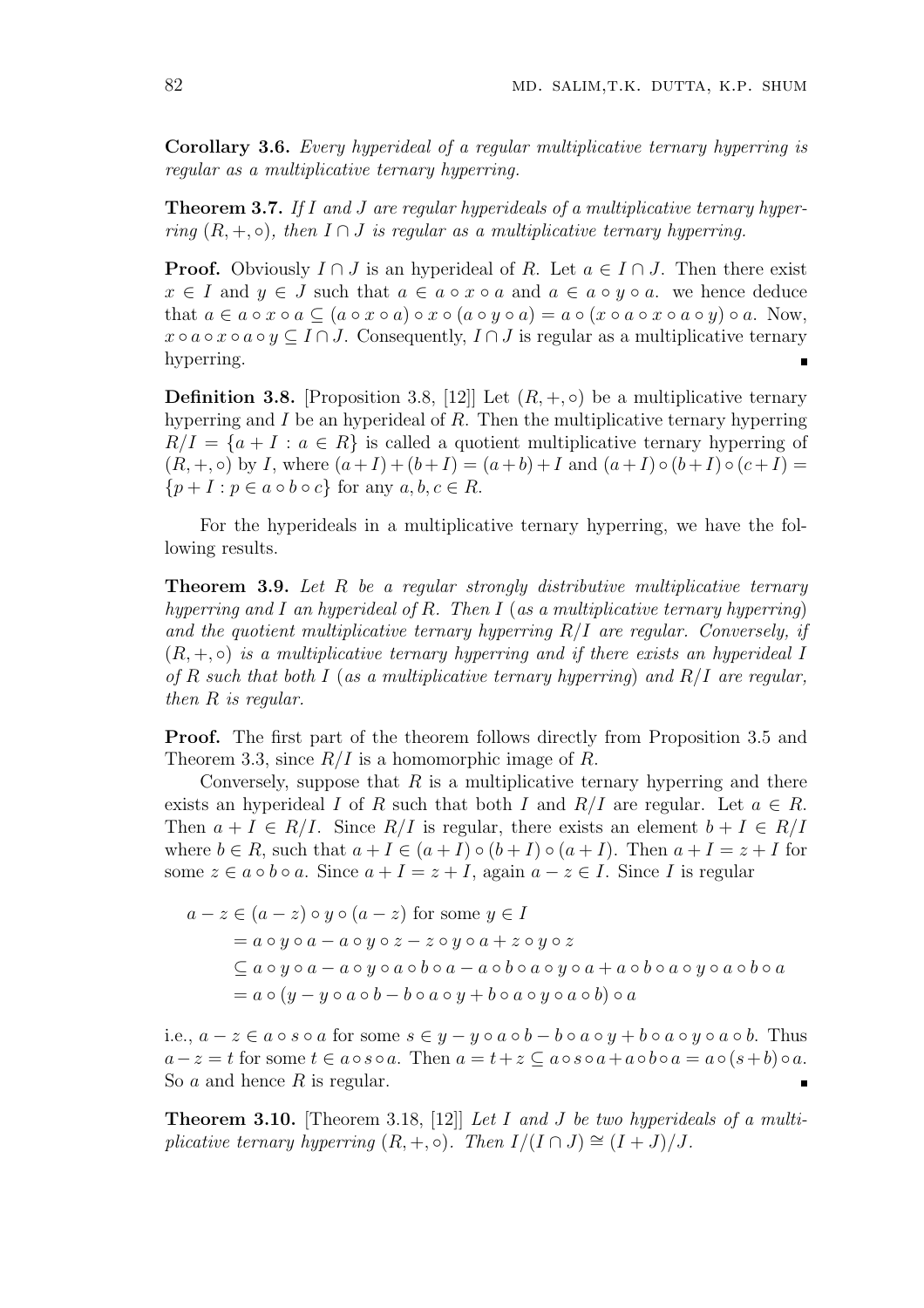**Corollary 3.6.** *Every hyperideal of a regular multiplicative ternary hyperring is regular as a multiplicative ternary hyperring.*

**Theorem 3.7.** *If $I$ and $J$ are regular hyperideals of a multiplicative ternary hyperring $(R, +, \circ)$, then $I \cap J$ is regular as a multiplicative ternary hyperring.*

**Proof.** Obviously $I \cap J$ is an hyperideal of $R$. Let $a \in I \cap J$. Then there exist $x \in I$ and $y \in J$ such that $a \in a \circ x \circ a$ and $a \in a \circ y \circ a$. we hence deduce that $a \in a \circ x \circ a \subseteq (a \circ x \circ a) \circ x \circ (a \circ y \circ a) = a \circ (x \circ a \circ x \circ a \circ y) \circ a$. Now, $x \circ a \circ x \circ a \circ y \subseteq I \cap J$. Consequently, $I \cap J$ is regular as a multiplicative ternary hyperring. ∎

**Definition 3.8.** [Proposition 3.8, [12]] Let $(R, +, \circ)$ be a multiplicative ternary hyperring and $I$ be an hyperideal of $R$. Then the multiplicative ternary hyperring $R/I = \{a + I : a \in R\}$ is called a quotient multiplicative ternary hyperring of $(R, +, \circ)$ by $I$, where $(a + I) + (b + I) = (a + b) + I$ and $(a + I) \circ (b + I) \circ (c + I) = \{p + I : p \in a \circ b \circ c\}$ for any $a, b, c \in R$.

For the hyperideals in a multiplicative ternary hyperring, we have the following results.

**Theorem 3.9.** *Let $R$ be a regular strongly distributive multiplicative ternary hyperring and $I$ an hyperideal of $R$. Then $I$ (as a multiplicative ternary hyperring) and the quotient multiplicative ternary hyperring $R/I$ are regular. Conversely, if $(R, +, \circ)$ is a multiplicative ternary hyperring and if there exists an hyperideal $I$ of $R$ such that both $I$ (as a multiplicative ternary hyperring) and $R/I$ are regular, then $R$ is regular.*

**Proof.** The first part of the theorem follows directly from Proposition 3.5 and Theorem 3.3, since $R/I$ is a homomorphic image of $R$.

Conversely, suppose that $R$ is a multiplicative ternary hyperring and there exists an hyperideal $I$ of $R$ such that both $I$ and $R/I$ are regular. Let $a \in R$. Then $a + I \in R/I$. Since $R/I$ is regular, there exists an element $b + I \in R/I$ where $b \in R$, such that $a + I \in (a + I) \circ (b + I) \circ (a + I)$. Then $a + I = z + I$ for some $z \in a \circ b \circ a$. Since $a + I = z + I$, again $a - z \in I$. Since $I$ is regular

$$
\begin{aligned}
a - z &\in (a - z) \circ y \circ (a - z) \text{ for some } y \in I \\
&= a \circ y \circ a - a \circ y \circ z - z \circ y \circ a + z \circ y \circ z \\
&\subseteq a \circ y \circ a - a \circ y \circ a \circ b \circ a - a \circ b \circ a \circ y \circ a + a \circ b \circ a \circ y \circ a \circ b \circ a \\
&= a \circ (y - y \circ a \circ b - b \circ a \circ y + b \circ a \circ y \circ a \circ b) \circ a
\end{aligned}
$$

i.e., $a - z \in a \circ s \circ a$ for some $s \in y - y \circ a \circ b - b \circ a \circ y + b \circ a \circ y \circ a \circ b$. Thus $a - z = t$ for some $t \in a \circ s \circ a$. Then $a = t + z \subseteq a \circ s \circ a + a \circ b \circ a = a \circ (s + b) \circ a$. So $a$ and hence $R$ is regular. ∎

**Theorem 3.10.** [Theorem 3.18, [12]] *Let $I$ and $J$ be two hyperideals of a multiplicative ternary hyperring $(R, +, \circ)$. Then $I/(I \cap J) \cong (I + J)/J$.*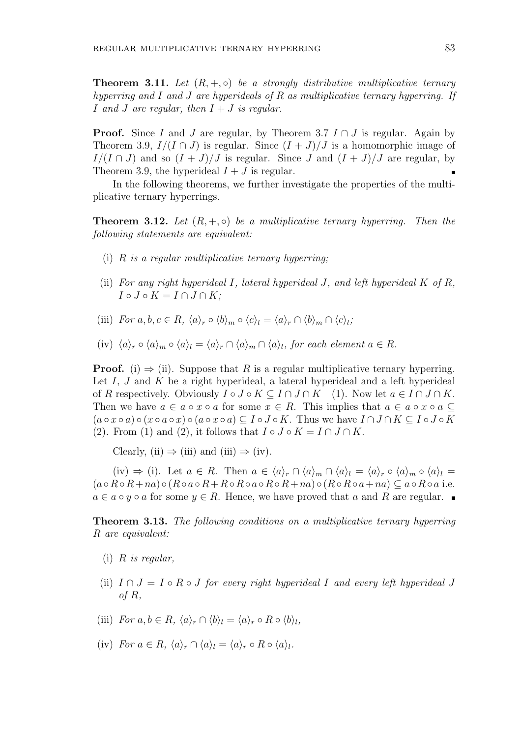**Theorem 3.11.** *Let $(R, +, \circ)$ be a strongly distributive multiplicative ternary hyperring and $I$ and $J$ are hyperideals of $R$ as multiplicative ternary hyperring. If $I$ and $J$ are regular, then $I + J$ is regular.*

**Proof.** Since $I$ and $J$ are regular, by Theorem 3.7 $I \cap J$ is regular. Again by Theorem 3.9, $I/(I \cap J)$ is regular. Since $(I + J)/J$ is a homomorphic image of $I/(I \cap J)$ and so $(I + J)/J$ is regular. Since $J$ and $(I + J)/J$ are regular, by Theorem 3.9, the hyperideal $I + J$ is regular. ∎

In the following theorems, we further investigate the properties of the multiplicative ternary hyperrings.

**Theorem 3.12.** *Let $(R, +, \circ)$ be a multiplicative ternary hyperring. Then the following statements are equivalent:*

- (i) *$R$ is a regular multiplicative ternary hyperring;*
- (ii) *For any right hyperideal $I$, lateral hyperideal $J$, and left hyperideal $K$ of $R$, $I \circ J \circ K = I \cap J \cap K$;*
- (iii) *For $a, b, c \in R$, $\langle a \rangle_r \circ \langle b \rangle_m \circ \langle c \rangle_l = \langle a \rangle_r \cap \langle b \rangle_m \cap \langle c \rangle_l$;*
- (iv) *$\langle a \rangle_r \circ \langle a \rangle_m \circ \langle a \rangle_l = \langle a \rangle_r \cap \langle a \rangle_m \cap \langle a \rangle_l$, for each element $a \in R$.*

**Proof.** (i) $\Rightarrow$ (ii). Suppose that $R$ is a regular multiplicative ternary hyperring. Let $I$, $J$ and $K$ be a right hyperideal, a lateral hyperideal and a left hyperideal of $R$ respectively. Obviously $I \circ J \circ K \subseteq I \cap J \cap K$ (1). Now let $a \in I \cap J \cap K$. Then we have $a \in a \circ x \circ a$ for some $x \in R$. This implies that $a \in a \circ x \circ a \subseteq (a \circ x \circ a) \circ (x \circ a \circ x) \circ (a \circ x \circ a) \subseteq I \circ J \circ K$. Thus we have $I \cap J \cap K \subseteq I \circ J \circ K$ (2). From (1) and (2), it follows that $I \circ J \circ K = I \cap J \cap K$.

Clearly, (ii) $\Rightarrow$ (iii) and (iii) $\Rightarrow$ (iv).

(iv) $\Rightarrow$ (i). Let $a \in R$. Then $a \in \langle a \rangle_r \cap \langle a \rangle_m \cap \langle a \rangle_l = \langle a \rangle_r \circ \langle a \rangle_m \circ \langle a \rangle_l = (a \circ R \circ R + na) \circ (R \circ a \circ R + R \circ R \circ a \circ R \circ R + na) \circ (R \circ R \circ a + na) \subseteq a \circ R \circ a$ i.e. $a \in a \circ y \circ a$ for some $y \in R$. Hence, we have proved that $a$ and $R$ are regular. ∎

**Theorem 3.13.** *The following conditions on a multiplicative ternary hyperring $R$ are equivalent:*

- (i) *$R$ is regular,*
- (ii) *$I \cap J = I \circ R \circ J$ for every right hyperideal $I$ and every left hyperideal $J$ of $R$,*
- (iii) *For $a, b \in R$, $\langle a \rangle_r \cap \langle b \rangle_l = \langle a \rangle_r \circ R \circ \langle b \rangle_l$,*
- (iv) *For $a \in R$, $\langle a \rangle_r \cap \langle a \rangle_l = \langle a \rangle_r \circ R \circ \langle a \rangle_l$.*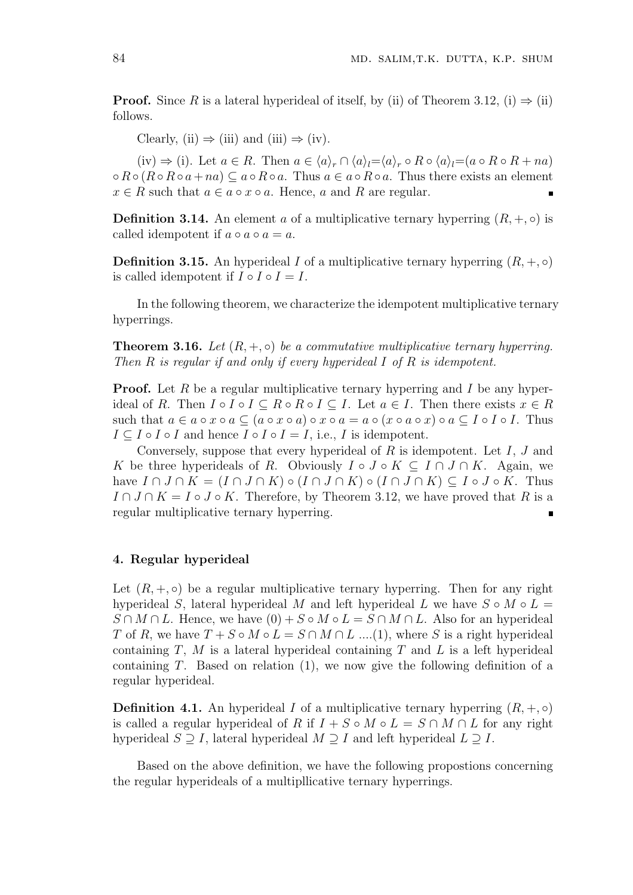**Proof.** Since $R$ is a lateral hyperideal of itself, by (ii) of Theorem 3.12, (i) $\Rightarrow$ (ii) follows.

Clearly, (ii) $\Rightarrow$ (iii) and (iii) $\Rightarrow$ (iv).

(iv) $\Rightarrow$ (i). Let $a \in R$. Then $a \in \langle a \rangle_r \cap \langle a \rangle_l = \langle a \rangle_r \circ R \circ \langle a \rangle_l = (a \circ R \circ R + na) \circ R \circ (R \circ R \circ a + na) \subseteq a \circ R \circ a$. Thus $a \in a \circ R \circ a$. Thus there exists an element $x \in R$ such that $a \in a \circ x \circ a$. Hence, $a$ and $R$ are regular. ∎

**Definition 3.14.** An element $a$ of a multiplicative ternary hyperring $(R, +, \circ)$ is called idempotent if $a \circ a \circ a = a$.

**Definition 3.15.** An hyperideal $I$ of a multiplicative ternary hyperring $(R, +, \circ)$ is called idempotent if $I \circ I \circ I = I$.

In the following theorem, we characterize the idempotent multiplicative ternary hyperrings.

**Theorem 3.16.** *Let $(R, +, \circ)$ be a commutative multiplicative ternary hyperring. Then $R$ is regular if and only if every hyperideal $I$ of $R$ is idempotent.*

**Proof.** Let $R$ be a regular multiplicative ternary hyperring and $I$ be any hyperideal of $R$. Then $I \circ I \circ I \subseteq R \circ R \circ I \subseteq I$. Let $a \in I$. Then there exists $x \in R$ such that $a \in a \circ x \circ a \subseteq (a \circ x \circ a) \circ x \circ a = a \circ (x \circ a \circ x) \circ a \subseteq I \circ I \circ I$. Thus $I \subseteq I \circ I \circ I$ and hence $I \circ I \circ I = I$, i.e., $I$ is idempotent.

Conversely, suppose that every hyperideal of $R$ is idempotent. Let $I$, $J$ and $K$ be three hyperideals of $R$. Obviously $I \circ J \circ K \subseteq I \cap J \cap K$. Again, we have $I \cap J \cap K = (I \cap J \cap K) \circ (I \cap J \cap K) \circ (I \cap J \cap K) \subseteq I \circ J \circ K$. Thus $I \cap J \cap K = I \circ J \circ K$. Therefore, by Theorem 3.12, we have proved that $R$ is a regular multiplicative ternary hyperring. ∎

## 4. Regular hyperideal

Let $(R, +, \circ)$ be a regular multiplicative ternary hyperring. Then for any right hyperideal $S$, lateral hyperideal $M$ and left hyperideal $L$ we have $S \circ M \circ L = S \cap M \cap L$. Hence, we have $(0) + S \circ M \circ L = S \cap M \cap L$. Also for an hyperideal $T$ of $R$, we have $T + S \circ M \circ L = S \cap M \cap L$ ....(1), where $S$ is a right hyperideal containing $T$, $M$ is a lateral hyperideal containing $T$ and $L$ is a left hyperideal containing $T$. Based on relation (1), we now give the following definition of a regular hyperideal.

**Definition 4.1.** An hyperideal $I$ of a multiplicative ternary hyperring $(R, +, \circ)$ is called a regular hyperideal of $R$ if $I + S \circ M \circ L = S \cap M \cap L$ for any right hyperideal $S \supseteq I$, lateral hyperideal $M \supseteq I$ and left hyperideal $L \supseteq I$.

Based on the above definition, we have the following propostions concerning the regular hyperideals of a multipllicative ternary hyperrings.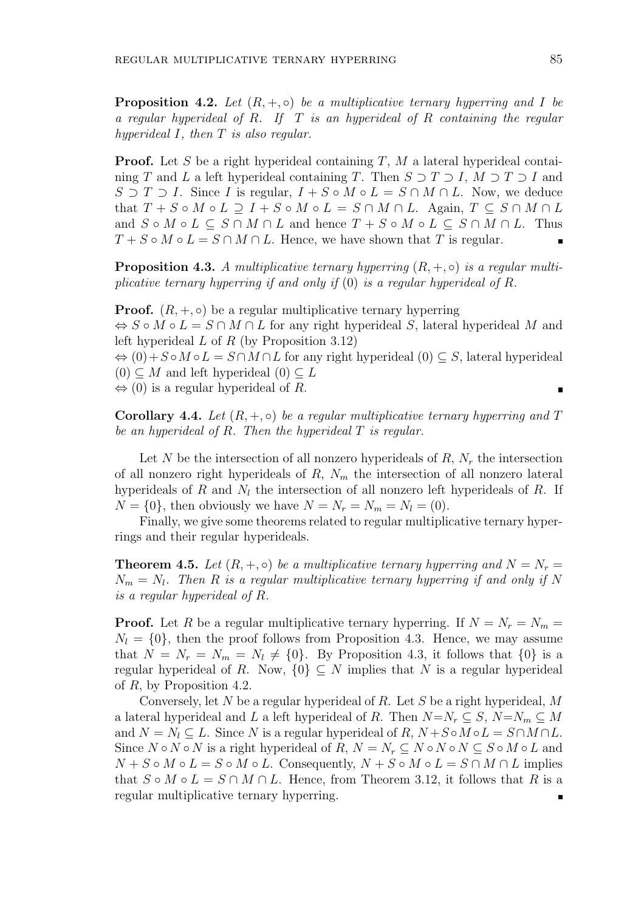**Proposition 4.2.** *Let $(R, +, \circ)$ be a multiplicative ternary hyperring and $I$ be a regular hyperideal of $R$. If $T$ is an hyperideal of $R$ containing the regular hyperideal $I$, then $T$ is also regular.*

**Proof.** Let $S$ be a right hyperideal containing $T$, $M$ a lateral hyperideal containing $T$ and $L$ a left hyperideal containing $T$. Then $S \supset T \supset I$, $M \supset T \supset I$ and $S \supset T \supset I$. Since $I$ is regular, $I + S \circ M \circ L = S \cap M \cap L$. Now, we deduce that $T + S \circ M \circ L \supseteq I + S \circ M \circ L = S \cap M \cap L$. Again, $T \subseteq S \cap M \cap L$ and $S \circ M \circ L \subseteq S \cap M \cap L$ and hence $T + S \circ M \circ L \subseteq S \cap M \cap L$. Thus $T + S \circ M \circ L = S \cap M \cap L$. Hence, we have shown that $T$ is regular. ∎

**Proposition 4.3.** *A multiplicative ternary hyperring $(R, +, \circ)$ is a regular multiplicative ternary hyperring if and only if $(0)$ is a regular hyperideal of $R$.*

**Proof.** $(R, +, \circ)$ be a regular multiplicative ternary hyperring
$\Leftrightarrow S \circ M \circ L = S \cap M \cap L$ for any right hyperideal $S$, lateral hyperideal $M$ and left hyperideal $L$ of $R$ (by Proposition 3.12)
$\Leftrightarrow (0) + S \circ M \circ L = S \cap M \cap L$ for any right hyperideal $(0) \subseteq S$, lateral hyperideal $(0) \subseteq M$ and left hyperideal $(0) \subseteq L$
$\Leftrightarrow (0)$ is a regular hyperideal of $R$. ∎

**Corollary 4.4.** *Let $(R, +, \circ)$ be a regular multiplicative ternary hyperring and $T$ be an hyperideal of $R$. Then the hyperideal $T$ is regular.*

Let $N$ be the intersection of all nonzero hyperideals of $R$, $N_r$ the intersection of all nonzero right hyperideals of $R$, $N_m$ the intersection of all nonzero lateral hyperideals of $R$ and $N_l$ the intersection of all nonzero left hyperideals of $R$. If $N = \{0\}$, then obviously we have $N = N_r = N_m = N_l = (0)$.

Finally, we give some theorems related to regular multiplicative ternary hyperrings and their regular hyperideals.

**Theorem 4.5.** *Let $(R, +, \circ)$ be a multiplicative ternary hyperring and $N = N_r = N_m = N_l$. Then $R$ is a regular multiplicative ternary hyperring if and only if $N$ is a regular hyperideal of $R$.*

**Proof.** Let $R$ be a regular multiplicative ternary hyperring. If $N = N_r = N_m = N_l = \{0\}$, then the proof follows from Proposition 4.3. Hence, we may assume that $N = N_r = N_m = N_l \neq \{0\}$. By Proposition 4.3, it follows that $\{0\}$ is a regular hyperideal of $R$. Now, $\{0\} \subseteq N$ implies that $N$ is a regular hyperideal of $R$, by Proposition 4.2.

Conversely, let $N$ be a regular hyperideal of $R$. Let $S$ be a right hyperideal, $M$ a lateral hyperideal and $L$ a left hyperideal of $R$. Then $N = N_r \subseteq S$, $N = N_m \subseteq M$ and $N = N_l \subseteq L$. Since $N$ is a regular hyperideal of $R$, $N + S \circ M \circ L = S \cap M \cap L$. Since $N \circ N \circ N$ is a right hyperideal of $R$, $N = N_r \subseteq N \circ N \circ N \subseteq S \circ M \circ L$ and $N + S \circ M \circ L = S \circ M \circ L$. Consequently, $N + S \circ M \circ L = S \cap M \cap L$ implies that $S \circ M \circ L = S \cap M \cap L$. Hence, from Theorem 3.12, it follows that $R$ is a regular multiplicative ternary hyperring. ∎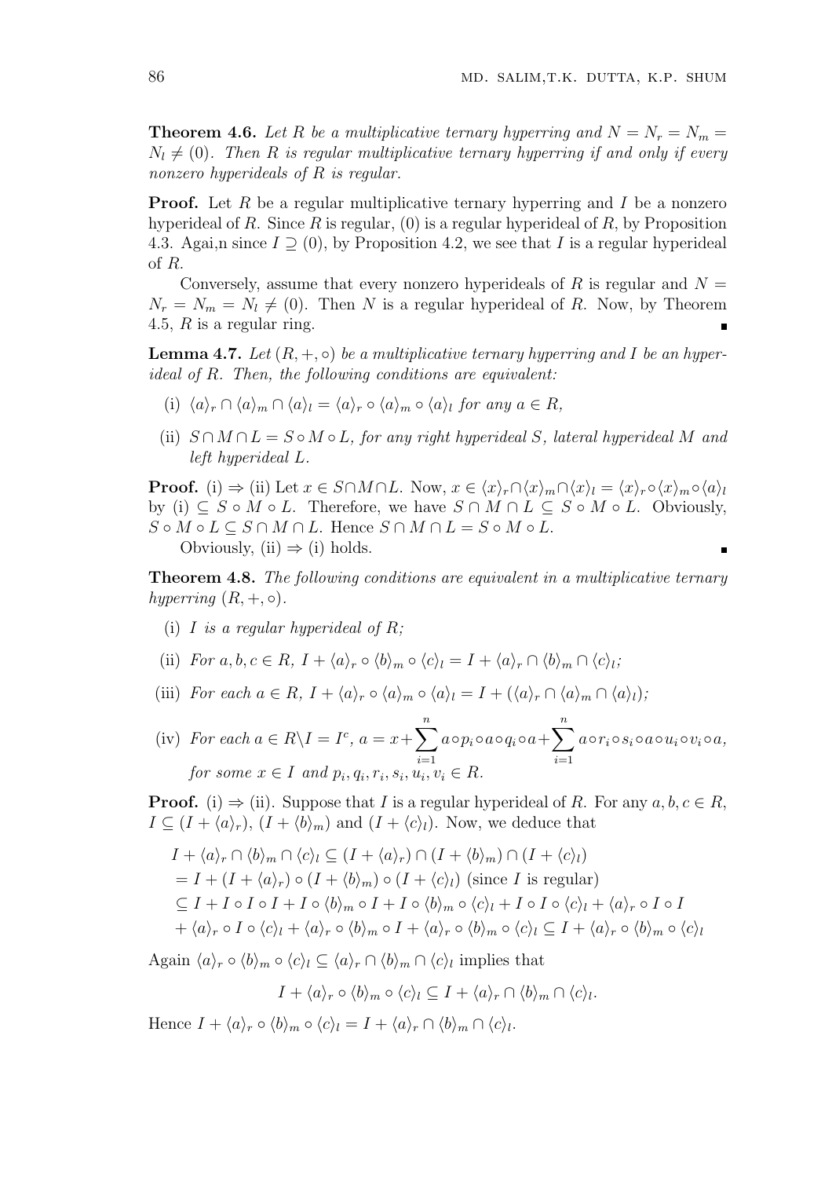**Theorem 4.6.** *Let $R$ be a multiplicative ternary hyperring and $N = N_r = N_m = N_l \neq (0)$. Then $R$ is regular multiplicative ternary hyperring if and only if every nonzero hyperideals of $R$ is regular.*

**Proof.** Let $R$ be a regular multiplicative ternary hyperring and $I$ be a nonzero hyperideal of $R$. Since $R$ is regular, $(0)$ is a regular hyperideal of $R$, by Proposition 4.3. Agai,n since $I \supseteq (0)$, by Proposition 4.2, we see that $I$ is a regular hyperideal of $R$.

Conversely, assume that every nonzero hyperideals of $R$ is regular and $N = N_r = N_m = N_l \neq (0)$. Then $N$ is a regular hyperideal of $R$. Now, by Theorem 4.5, $R$ is a regular ring. ∎

**Lemma 4.7.** *Let $(R, +, \circ)$ be a multiplicative ternary hyperring and $I$ be an hyperideal of $R$. Then, the following conditions are equivalent:*

(i) $\langle a\rangle_r \cap \langle a\rangle_m \cap \langle a\rangle_l = \langle a\rangle_r \circ \langle a\rangle_m \circ \langle a\rangle_l$ *for any $a \in R$,*

(ii) $S \cap M \cap L = S \circ M \circ L$, *for any right hyperideal $S$, lateral hyperideal $M$ and left hyperideal $L$.*

**Proof.** (i) $\Rightarrow$ (ii) Let $x \in S \cap M \cap L$. Now, $x \in \langle x\rangle_r \cap \langle x\rangle_m \cap \langle x\rangle_l = \langle x\rangle_r \circ \langle x\rangle_m \circ \langle a\rangle_l$ by (i) $\subseteq S \circ M \circ L$. Therefore, we have $S \cap M \cap L \subseteq S \circ M \circ L$. Obviously, $S \circ M \circ L \subseteq S \cap M \cap L$. Hence $S \cap M \cap L = S \circ M \circ L$.

Obviously, (ii) $\Rightarrow$ (i) holds. ∎

**Theorem 4.8.** *The following conditions are equivalent in a multiplicative ternary hyperring $(R, +, \circ)$.*

(i) *$I$ is a regular hyperideal of $R$;*

(ii) *For $a, b, c \in R$, $I + \langle a\rangle_r \circ \langle b\rangle_m \circ \langle c\rangle_l = I + \langle a\rangle_r \cap \langle b\rangle_m \cap \langle c\rangle_l$;*

(iii) *For each $a \in R$, $I + \langle a\rangle_r \circ \langle a\rangle_m \circ \langle a\rangle_l = I + (\langle a\rangle_r \cap \langle a\rangle_m \cap \langle a\rangle_l)$;*

(iv) *For each $a \in R \backslash I = I^c$, $a = x + \sum_{i=1}^{n} a \circ p_i \circ a \circ q_i \circ a + \sum_{i=1}^{n} a \circ r_i \circ s_i \circ a \circ u_i \circ v_i \circ a$, for some $x \in I$ and $p_i, q_i, r_i, s_i, u_i, v_i \in R$.*

**Proof.** (i) $\Rightarrow$ (ii). Suppose that $I$ is a regular hyperideal of $R$. For any $a, b, c \in R$, $I \subseteq (I + \langle a\rangle_r)$, $(I + \langle b\rangle_m)$ and $(I + \langle c\rangle_l)$. Now, we deduce that

$$
\begin{aligned}
& I + \langle a\rangle_r \cap \langle b\rangle_m \cap \langle c\rangle_l \subseteq (I + \langle a\rangle_r) \cap (I + \langle b\rangle_m) \cap (I + \langle c\rangle_l) \\
& = I + (I + \langle a\rangle_r) \circ (I + \langle b\rangle_m) \circ (I + \langle c\rangle_l) \text{ (since } I \text{ is regular)} \\
& \subseteq I + I \circ I \circ I + I \circ \langle b\rangle_m \circ I + I \circ \langle b\rangle_m \circ \langle c\rangle_l + I \circ I \circ \langle c\rangle_l + \langle a\rangle_r \circ I \circ I \\
& + \langle a\rangle_r \circ I \circ \langle c\rangle_l + \langle a\rangle_r \circ \langle b\rangle_m \circ I + \langle a\rangle_r \circ \langle b\rangle_m \circ \langle c\rangle_l \subseteq I + \langle a\rangle_r \circ \langle b\rangle_m \circ \langle c\rangle_l
\end{aligned}
$$

Again $\langle a\rangle_r \circ \langle b\rangle_m \circ \langle c\rangle_l \subseteq \langle a\rangle_r \cap \langle b\rangle_m \cap \langle c\rangle_l$ implies that

$$I + \langle a\rangle_r \circ \langle b\rangle_m \circ \langle c\rangle_l \subseteq I + \langle a\rangle_r \cap \langle b\rangle_m \cap \langle c\rangle_l.$$

Hence $I + \langle a\rangle_r \circ \langle b\rangle_m \circ \langle c\rangle_l = I + \langle a\rangle_r \cap \langle b\rangle_m \cap \langle c\rangle_l$.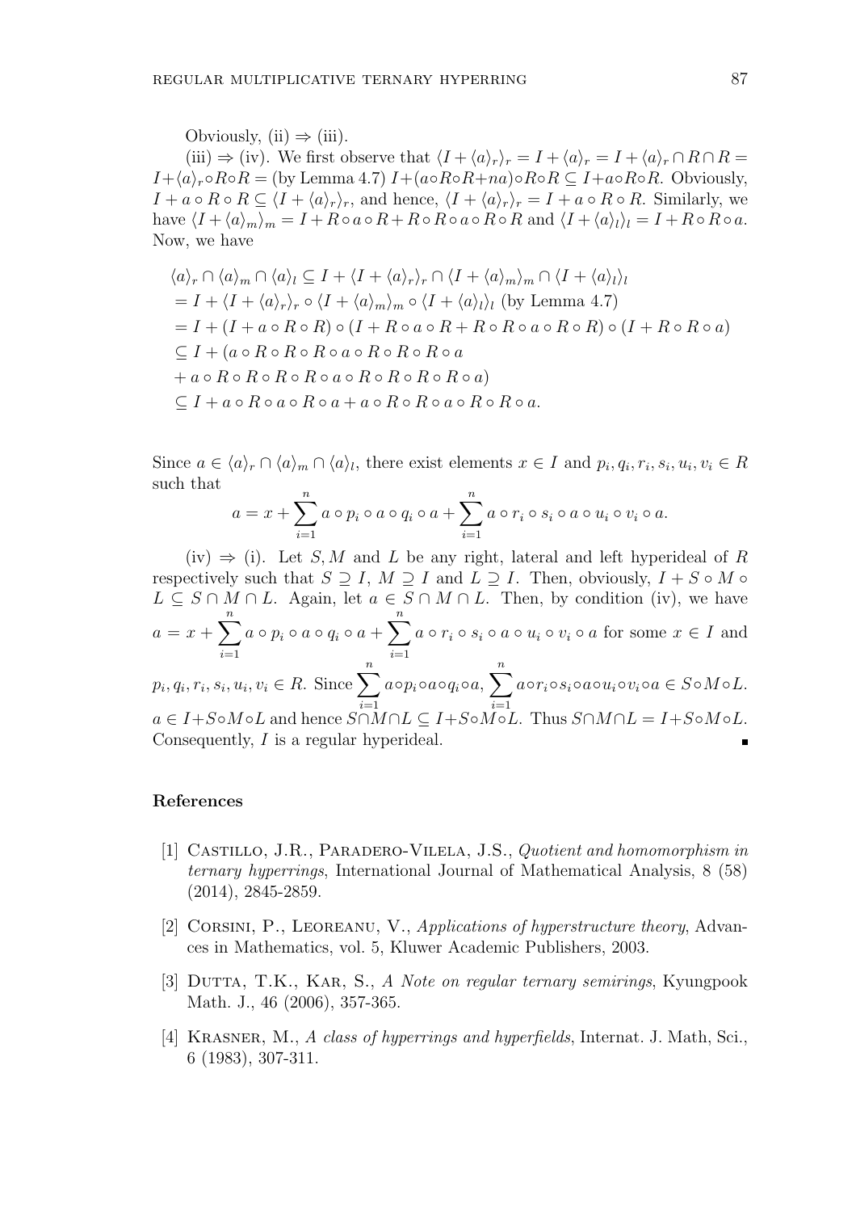Obviously, (ii) $\Rightarrow$ (iii).

(iii) $\Rightarrow$ (iv). We first observe that $\langle I + \langle a\rangle_r\rangle_r = I + \langle a\rangle_r = I + \langle a\rangle_r \cap R \cap R = I + \langle a\rangle_r \circ R \circ R =$ (by Lemma 4.7) $I + (a \circ R \circ R + na) \circ R \circ R \subseteq I + a \circ R \circ R$. Obviously, $I + a \circ R \circ R \subseteq \langle I + \langle a\rangle_r\rangle_r$, and hence, $\langle I + \langle a\rangle_r\rangle_r = I + a \circ R \circ R$. Similarly, we have $\langle I + \langle a\rangle_m\rangle_m = I + R \circ a \circ R + R \circ R \circ a \circ R \circ R$ and $\langle I + \langle a\rangle_l\rangle_l = I + R \circ R \circ a$. Now, we have

$$
\begin{aligned}
&\langle a\rangle_r \cap \langle a\rangle_m \cap \langle a\rangle_l \subseteq I + \langle I + \langle a\rangle_r\rangle_r \cap \langle I + \langle a\rangle_m\rangle_m \cap \langle I + \langle a\rangle_l\rangle_l \\
&= I + \langle I + \langle a\rangle_r\rangle_r \circ \langle I + \langle a\rangle_m\rangle_m \circ \langle I + \langle a\rangle_l\rangle_l \text{ (by Lemma 4.7)} \\
&= I + (I + a \circ R \circ R) \circ (I + R \circ a \circ R + R \circ R \circ a \circ R \circ R) \circ (I + R \circ R \circ a) \\
&\subseteq I + (a \circ R \circ R \circ R \circ a \circ R \circ R \circ R \circ a \\
&+ a \circ R \circ R \circ R \circ R \circ a \circ R \circ R \circ R \circ R \circ a) \\
&\subseteq I + a \circ R \circ a \circ R \circ a + a \circ R \circ R \circ a \circ R \circ R \circ a.
\end{aligned}
$$

Since $a \in \langle a\rangle_r \cap \langle a\rangle_m \cap \langle a\rangle_l$, there exist elements $x \in I$ and $p_i, q_i, r_i, s_i, u_i, v_i \in R$ such that

$$
a = x + \sum_{i=1}^{n} a \circ p_i \circ a \circ q_i \circ a + \sum_{i=1}^{n} a \circ r_i \circ s_i \circ a \circ u_i \circ v_i \circ a.
$$

(iv) $\Rightarrow$ (i). Let $S, M$ and $L$ be any right, lateral and left hyperideal of $R$ respectively such that $S \supseteq I$, $M \supseteq I$ and $L \supseteq I$. Then, obviously, $I + S \circ M \circ L \subseteq S \cap M \cap L$. Again, let $a \in S \cap M \cap L$. Then, by condition (iv), we have $a = x + \sum_{i=1}^{n} a \circ p_i \circ a \circ q_i \circ a + \sum_{i=1}^{n} a \circ r_i \circ s_i \circ a \circ u_i \circ v_i \circ a$ for some $x \in I$ and $p_i, q_i, r_i, s_i, u_i, v_i \in R$. Since $\sum_{i=1}^{n} a \circ p_i \circ a \circ q_i \circ a, \sum_{i=1}^{n} a \circ r_i \circ s_i \circ a \circ u_i \circ v_i \circ a \in S \circ M \circ L$. $a \in I + S \circ M \circ L$ and hence $S \cap M \cap L \subseteq I + S \circ M \circ L$. Thus $S \cap M \cap L = I + S \circ M \circ L$. Consequently, $I$ is a regular hyperideal. ∎

## References

[1] Castillo, J.R., Paradero-Vilela, J.S., *Quotient and homomorphism in ternary hyperrings*, International Journal of Mathematical Analysis, 8 (58) (2014), 2845-2859.

[2] Corsini, P., Leoreanu, V., *Applications of hyperstructure theory*, Advances in Mathematics, vol. 5, Kluwer Academic Publishers, 2003.

[3] Dutta, T.K., Kar, S., *A Note on regular ternary semirings*, Kyungpook Math. J., 46 (2006), 357-365.

[4] Krasner, M., *A class of hyperrings and hyperfields*, Internat. J. Math, Sci., 6 (1983), 307-311.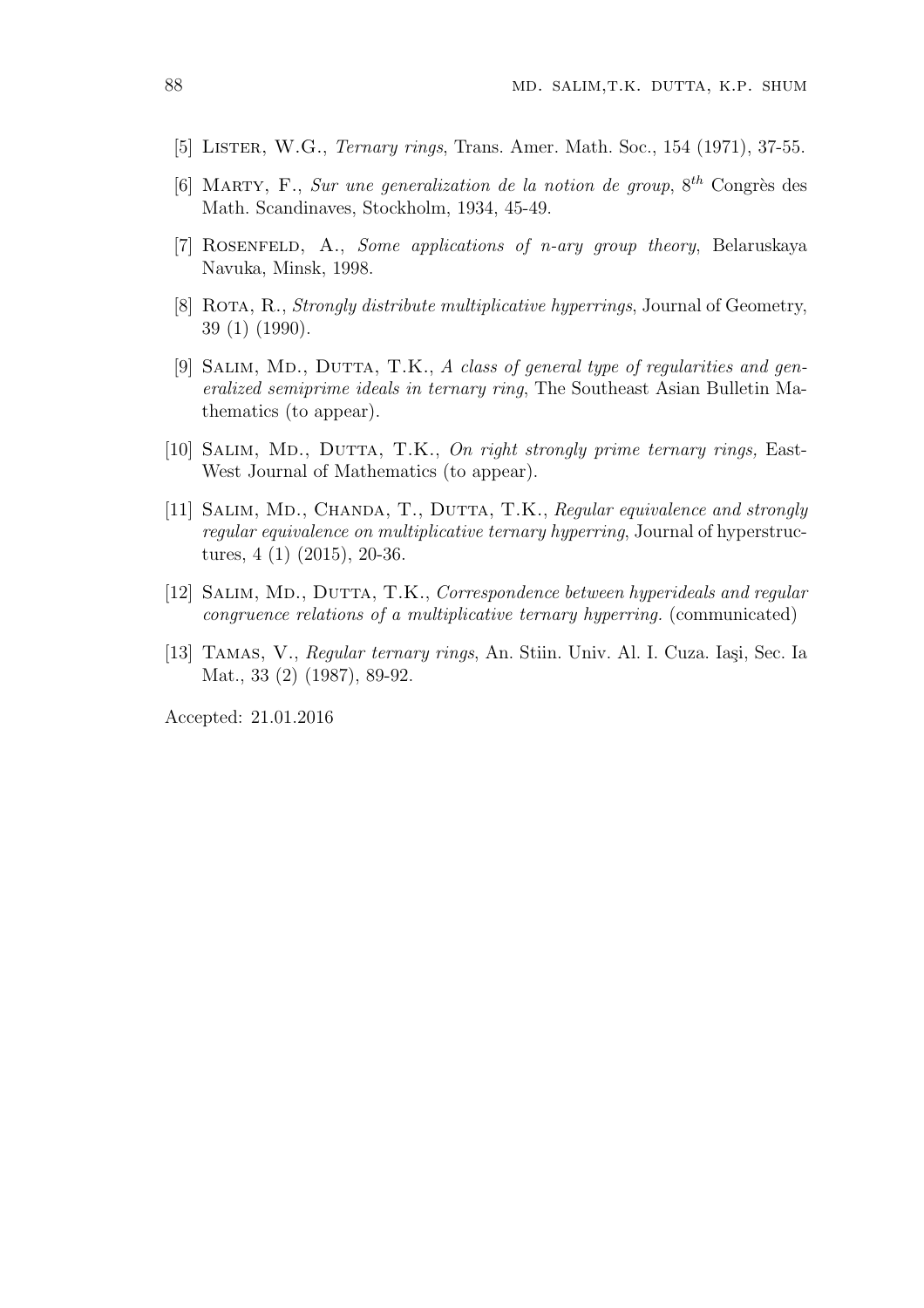[5] Lister, W.G., *Ternary rings*, Trans. Amer. Math. Soc., 154 (1971), 37-55.

[6] Marty, F., *Sur une generalization de la notion de group*, $8^{th}$ Congrès des Math. Scandinaves, Stockholm, 1934, 45-49.

[7] Rosenfeld, A., *Some applications of n-ary group theory*, Belaruskaya Navuka, Minsk, 1998.

[8] Rota, R., *Strongly distribute multiplicative hyperrings*, Journal of Geometry, 39 (1) (1990).

[9] Salim, Md., Dutta, T.K., *A class of general type of regularities and generalized semiprime ideals in ternary ring*, The Southeast Asian Bulletin Mathematics (to appear).

[10] Salim, Md., Dutta, T.K., *On right strongly prime ternary rings,* East-West Journal of Mathematics (to appear).

[11] Salim, Md., Chanda, T., Dutta, T.K., *Regular equivalence and strongly regular equivalence on multiplicative ternary hyperring*, Journal of hyperstructures, 4 (1) (2015), 20-36.

[12] Salim, Md., Dutta, T.K., *Correspondence between hyperideals and regular congruence relations of a multiplicative ternary hyperring.* (communicated)

[13] Tamas, V., *Regular ternary rings*, An. Stiin. Univ. Al. I. Cuza. Iaşi, Sec. Ia Mat., 33 (2) (1987), 89-92.

Accepted: 21.01.2016